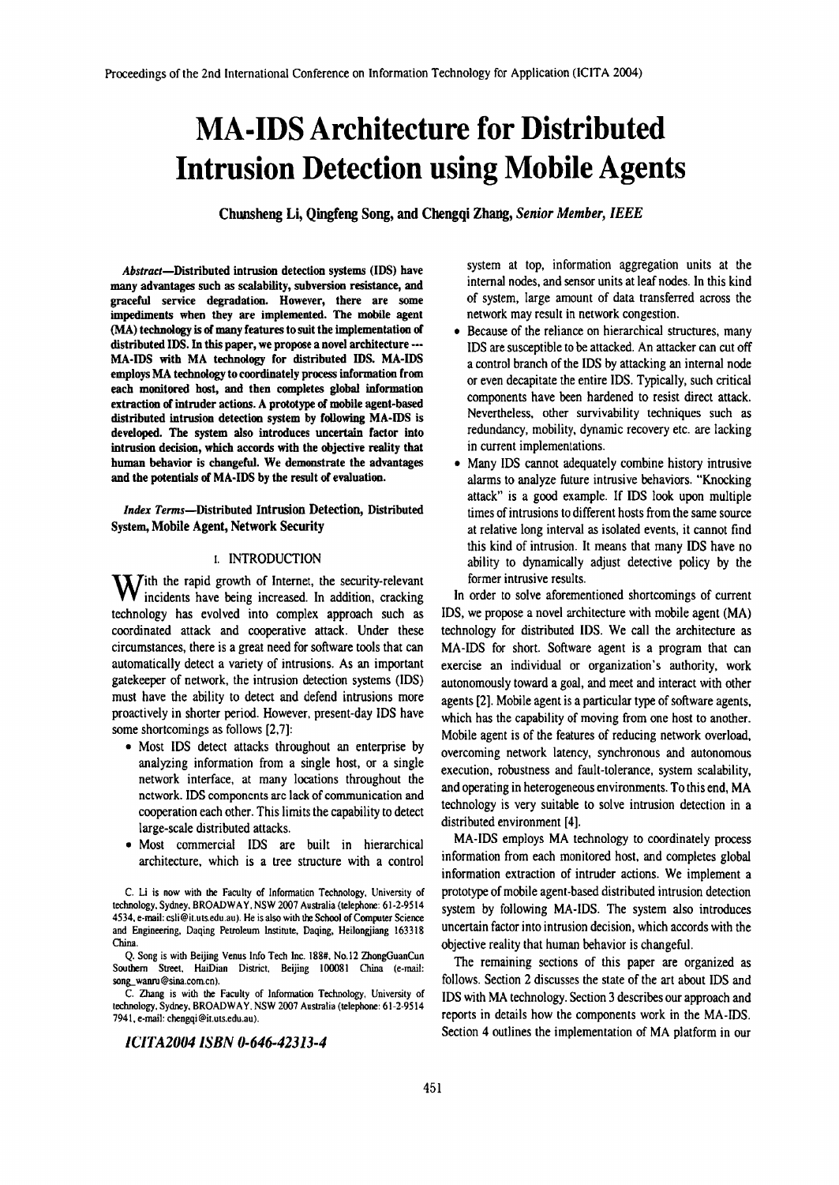# MA-IDS Architecture for Distributed Intrusion Detection using Mobile Agents

**Chunsheng Li, Qingfeng Song, and Chengqi Zhang,** ***Senior Member, IEEE***

***Abstract*—Distributed intrusion detection systems (IDS) have many advantages such as scalability, subversion resistance, and graceful service degradation. However, there are some impediments when they are implemented. The mobile agent (MA) technology is of many features to suit the implementation of distributed IDS. In this paper, we propose a novel architecture --- MA-IDS with MA technology for distributed IDS. MA-IDS employs MA technology to coordinately process information from each monitored host, and then completes global information extraction of intruder actions. A prototype of mobile agent-based distributed intrusion detection system by following MA-IDS is developed. The system also introduces uncertain factor into intrusion decision, which accords with the objective reality that human behavior is changeful. We demonstrate the advantages and the potentials of MA-IDS by the result of evaluation.**

***Index Terms*—Distributed Intrusion Detection, Distributed System, Mobile Agent, Network Security**

## I. INTRODUCTION

With the rapid growth of Internet, the security-relevant incidents have being increased. In addition, cracking technology has evolved into complex approach such as coordinated attack and cooperative attack. Under these circumstances, there is a great need for software tools that can automatically detect a variety of intrusions. As an important gatekeeper of network, the intrusion detection systems (IDS) must have the ability to detect and defend intrusions more proactively in shorter period. However, present-day IDS have some shortcomings as follows [2,7]:

- Most IDS detect attacks throughout an enterprise by analyzing information from a single host, or a single network interface, at many locations throughout the network. IDS components are lack of communication and cooperation each other. This limits the capability to detect large-scale distributed attacks.
- Most commercial IDS are built in hierarchical architecture, which is a tree structure with a control system at top, information aggregation units at the internal nodes, and sensor units at leaf nodes. In this kind of system, large amount of data transferred across the network may result in network congestion.
- Because of the reliance on hierarchical structures, many IDS are susceptible to be attacked. An attacker can cut off a control branch of the IDS by attacking an internal node or even decapitate the entire IDS. Typically, such critical components have been hardened to resist direct attack. Nevertheless, other survivability techniques such as redundancy, mobility, dynamic recovery etc. are lacking in current implementations.
- Many IDS cannot adequately combine history intrusive alarms to analyze future intrusive behaviors. "Knocking attack" is a good example. If IDS look upon multiple times of intrusions to different hosts from the same source at relative long interval as isolated events, it cannot find this kind of intrusion. It means that many IDS have no ability to dynamically adjust detective policy by the former intrusive results.

In order to solve aforementioned shortcomings of current IDS, we propose a novel architecture with mobile agent (MA) technology for distributed IDS. We call the architecture as MA-IDS for short. Software agent is a program that can exercise an individual or organization's authority, work autonomously toward a goal, and meet and interact with other agents [2]. Mobile agent is a particular type of software agents, which has the capability of moving from one host to another. Mobile agent is of the features of reducing network overload, overcoming network latency, synchronous and autonomous execution, robustness and fault-tolerance, system scalability, and operating in heterogeneous environments. To this end, MA technology is very suitable to solve intrusion detection in a distributed environment [4].

MA-IDS employs MA technology to coordinately process information from each monitored host, and completes global information extraction of intruder actions. We implement a prototype of mobile agent-based distributed intrusion detection system by following MA-IDS. The system also introduces uncertain factor into intrusion decision, which accords with the objective reality that human behavior is changeful.

The remaining sections of this paper are organized as follows. Section 2 discusses the state of the art about IDS and IDS with MA technology. Section 3 describes our approach and reports in details how the components work in the MA-IDS. Section 4 outlines the implementation of MA platform in our

C. Li is now with the Faculty of Information Technology, University of technology, Sydney, BROADWAY, NSW 2007 Australia (telephone: 61-2-9514 4534, e-mail: csli@it.uts.edu.au). He is also with the School of Computer Science and Engineering, Daqing Petroleum Institute, Daqing, Heilongjiang 163318 China.

Q. Song is with Beijing Venus Info Tech Inc. 188#, No.12 ZhongGuanCun Southern Street, HaiDian District, Beijing 100081 China (e-mail: song_wanru@sina.com.cn).

C. Zhang is with the Faculty of Information Technology, University of technology, Sydney, BROADWAY, NSW 2007 Australia (telephone: 61-2-9514 7941, e-mail: chengqi@it.uts.edu.au).

***ICITA2004 ISBN 0-646-42313-4***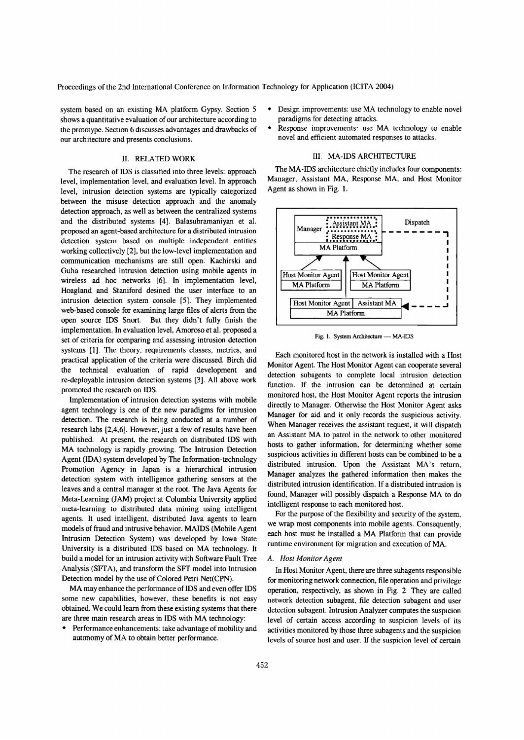system based on an existing MA platform Gypsy. Section 5 shows a quantitative evaluation of our architecture according to the prototype. Section 6 discusses advantages and drawbacks of our architecture and presents conclusions.

## II. RELATED WORK

The research of IDS is classified into three levels: approach level, implementation level, and evaluation level. In approach level, intrusion detection systems are typically categorized between the misuse detection approach and the anomaly detection approach, as well as between the centralized systems and the distributed systems [4]. Balasubramaniyan et al. proposed an agent-based architecture for a distributed intrusion detection system based on multiple independent entities working collectively [2], but the low-level implementation and communication mechanisms are still open. Kachirski and Guha researched intrusion detection using mobile agents in wireless ad hoc networks [6]. In implementation level, Hoagland and Staniford desined the user interface to an intrusion detection system console [5]. They implemented web-based console for examining large files of alerts from the open source IDS Snort. But they didn't fully finish the implementation. In evaluation level, Amoroso et al. proposed a set of criteria for comparing and assessing intrusion detection systems [1]. The theory, requirements classes, metrics, and practical application of the criteria were discussed. Birch did the technical evaluation of rapid development and re-deployable intrusion detection systems [3]. All above work promoted the research on IDS.

Implementation of intrusion detection systems with mobile agent technology is one of the new paradigms for intrusion detection. The research is being conducted at a number of research labs [2,4,6]. However, just a few of results have been published. At present, the research on distributed IDS with MA technology is rapidly growing. The Intrusion Detection Agent (IDA) system developed by The Information-technology Promotion Agency in Japan is a hierarchical intrusion detection system with intelligence gathering sensors at the leaves and a central manager at the root. The Java Agents for Meta-Learning (JAM) project at Columbia University applied meta-learning to distributed data mining using intelligent agents. It used intelligent, distributed Java agents to learn models of fraud and intrusive behavior. MAIDS (Mobile Agent Intrusion Detection System) was developed by Iowa State University is a distributed IDS based on MA technology. It build a model for an intrusion activity with Software Fault Tree Analysis (SFTA), and transform the SFT model into Intrusion Detection model by the use of Colored Petri Net(CPN).

MA may enhance the performance of IDS and even offer IDS some new capabilities, however, these benefits is not easy obtained. We could learn from these existing systems that there are three main research areas in IDS with MA technology:

- Performance enhancements: take advantage of mobility and autonomy of MA to obtain better performance.
- Design improvements: use MA technology to enable novel paradigms for detecting attacks.
- Response improvements: use MA technology to enable novel and efficient automated responses to attacks.

## III. MA-IDS ARCHITECTURE

The MA-IDS architecture chiefly includes four components: Manager, Assistant MA, Response MA, and Host Monitor Agent as shown in Fig. 1.

Fig. 1. System Architecture — MA-IDS

Each monitored host in the network is installed with a Host Monitor Agent. The Host Monitor Agent can cooperate several detection subagents to complete local intrusion detection function. If the intrusion can be determined at certain monitored host, the Host Monitor Agent reports the intrusion directly to Manager. Otherwise the Host Monitor Agent asks Manager for aid and it only records the suspicious activity. When Manager receives the assistant request, it will dispatch an Assistant MA to patrol in the network to other monitored hosts to gather information, for determining whether some suspicious activities in different hosts can be combined to be a distributed intrusion. Upon the Assistant MA's return, Manager analyzes the gathered information then makes the distributed intrusion identification. If a distributed intrusion is found, Manager will possibly dispatch a Response MA to do intelligent response to each monitored host.

For the purpose of the flexibility and security of the system, we wrap most components into mobile agents. Consequently, each host must be installed a MA Platform that can provide runtime environment for migration and execution of MA.

### A. Host Monitor Agent

In Host Monitor Agent, there are three subagents responsible for monitoring network connection, file operation and privilege operation, respectively, as shown in Fig. 2. They are called network detection subagent, file detection subagent and user detection subagent. Intrusion Analyzer computes the suspicion level of certain access according to suspicion levels of its activities monitored by those three subagents and the suspicion levels of source host and user. If the suspicion level of certain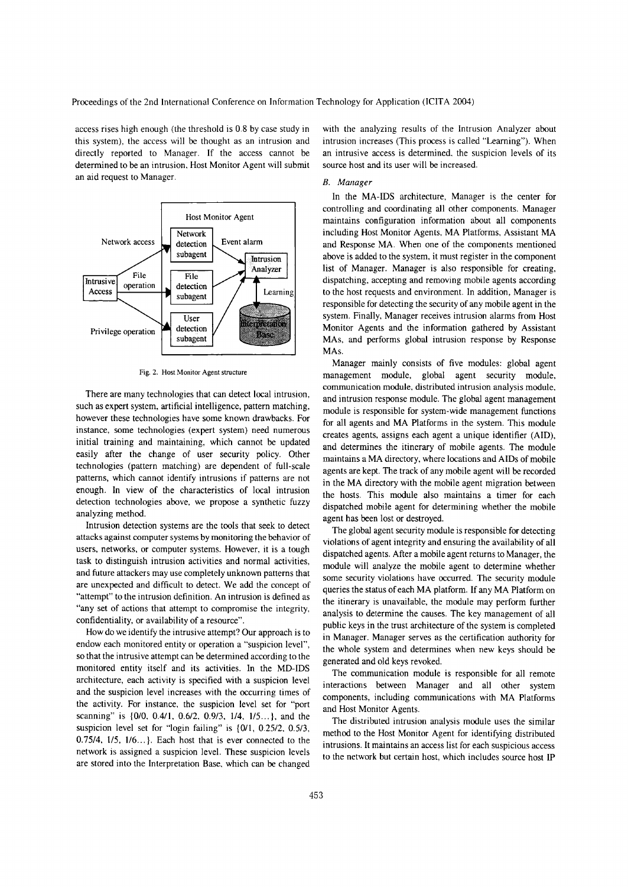access rises high enough (the threshold is 0.8 by case study in this system), the access will be thought as an intrusion and directly reported to Manager. If the access cannot be determined to be an intrusion, Host Monitor Agent will submit an aid request to Manager.

Fig. 2. Host Monitor Agent structure

There are many technologies that can detect local intrusion, such as expert system, artificial intelligence, pattern matching, however these technologies have some known drawbacks. For instance, some technologies (expert system) need numerous initial training and maintaining, which cannot be updated easily after the change of user security policy. Other technologies (pattern matching) are dependent of full-scale patterns, which cannot identify intrusions if patterns are not enough. In view of the characteristics of local intrusion detection technologies above, we propose a synthetic fuzzy analyzing method.

Intrusion detection systems are the tools that seek to detect attacks against computer systems by monitoring the behavior of users, networks, or computer systems. However, it is a tough task to distinguish intrusion activities and normal activities, and future attackers may use completely unknown patterns that are unexpected and difficult to detect. We add the concept of "attempt" to the intrusion definition. An intrusion is defined as "any set of actions that attempt to compromise the integrity, confidentiality, or availability of a resource".

How do we identify the intrusive attempt? Our approach is to endow each monitored entity or operation a "suspicion level", so that the intrusive attempt can be determined according to the monitored entity itself and its activities. In the MD-IDS architecture, each activity is specified with a suspicion level and the suspicion level increases with the occurring times of the activity. For instance, the suspicion level set for "port scanning" is {0/0, 0.4/1, 0.6/2, 0.9/3, 1/4, 1/5...}, and the suspicion level set for "login failing" is {0/1, 0.25/2, 0.5/3, 0.75/4, 1/5, 1/6...}. Each host that is ever connected to the network is assigned a suspicion level. These suspicion levels are stored into the Interpretation Base, which can be changed with the analyzing results of the Intrusion Analyzer about intrusion increases (This process is called "Learning"). When an intrusive access is determined, the suspicion levels of its source host and its user will be increased.

### B. Manager

In the MA-IDS architecture, Manager is the center for controlling and coordinating all other components. Manager maintains configuration information about all components including Host Monitor Agents, MA Platforms, Assistant MA and Response MA. When one of the components mentioned above is added to the system, it must register in the component list of Manager. Manager is also responsible for creating, dispatching, accepting and removing mobile agents according to the host requests and environment. In addition, Manager is responsible for detecting the security of any mobile agent in the system. Finally, Manager receives intrusion alarms from Host Monitor Agents and the information gathered by Assistant MAs, and performs global intrusion response by Response MAs.

Manager mainly consists of five modules: global agent management module, global agent security module, communication module, distributed intrusion analysis module, and intrusion response module. The global agent management module is responsible for system-wide management functions for all agents and MA Platforms in the system. This module creates agents, assigns each agent a unique identifier (AID), and determines the itinerary of mobile agents. The module maintains a MA directory, where locations and AIDs of mobile agents are kept. The track of any mobile agent will be recorded in the MA directory with the mobile agent migration between the hosts. This module also maintains a timer for each dispatched mobile agent for determining whether the mobile agent has been lost or destroyed.

The global agent security module is responsible for detecting violations of agent integrity and ensuring the availability of all dispatched agents. After a mobile agent returns to Manager, the module will analyze the mobile agent to determine whether some security violations have occurred. The security module queries the status of each MA platform. If any MA Platform on the itinerary is unavailable, the module may perform further analysis to determine the causes. The key management of all public keys in the trust architecture of the system is completed in Manager. Manager serves as the certification authority for the whole system and determines when new keys should be generated and old keys revoked.

The communication module is responsible for all remote interactions between Manager and all other system components, including communications with MA Platforms and Host Monitor Agents.

The distributed intrusion analysis module uses the similar method to the Host Monitor Agent for identifying distributed intrusions. It maintains an access list for each suspicious access to the network but certain host, which includes source host IP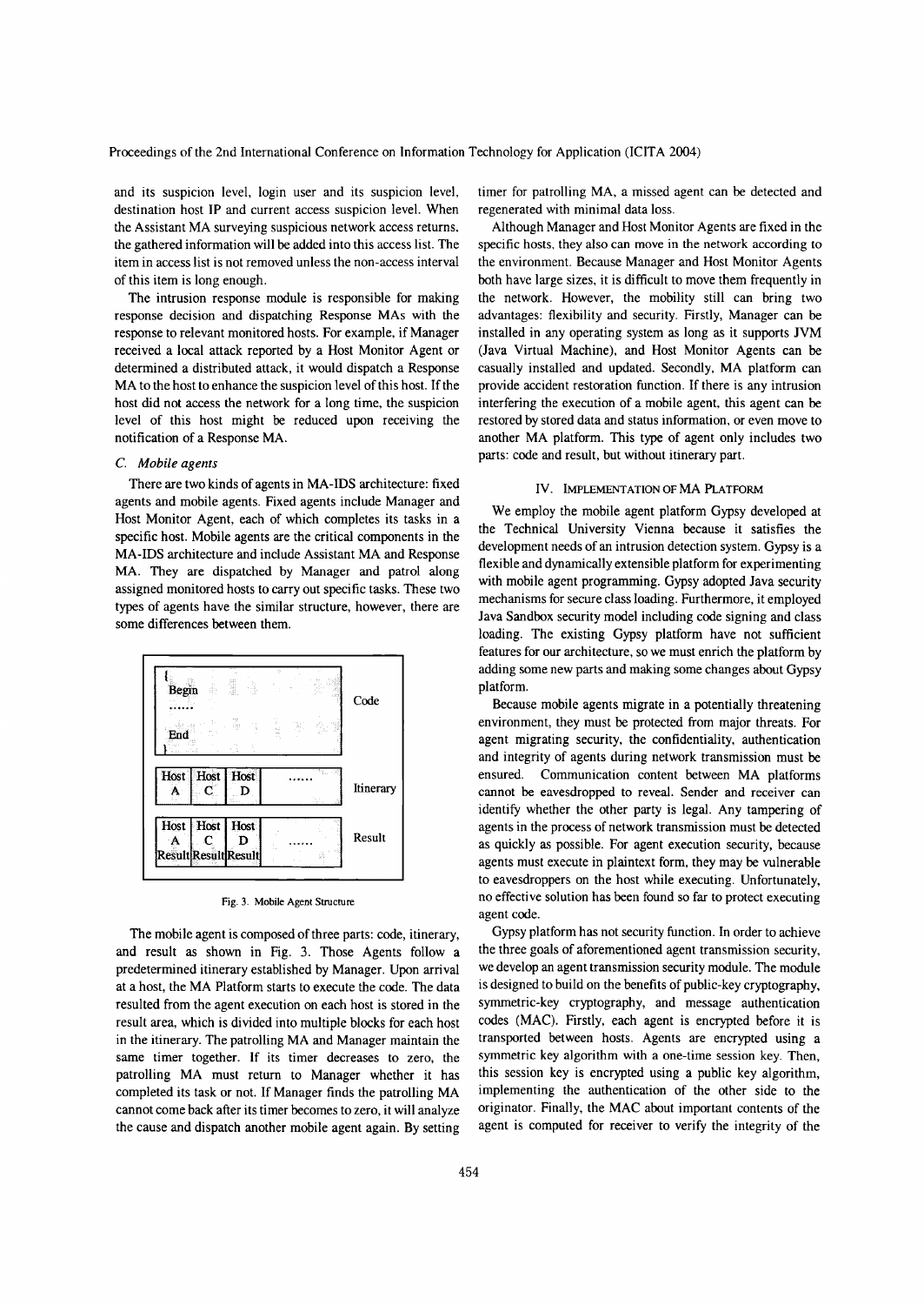and its suspicion level, login user and its suspicion level, destination host IP and current access suspicion level. When the Assistant MA surveying suspicious network access returns, the gathered information will be added into this access list. The item in access list is not removed unless the non-access interval of this item is long enough.

The intrusion response module is responsible for making response decision and dispatching Response MAs with the response to relevant monitored hosts. For example, if Manager received a local attack reported by a Host Monitor Agent or determined a distributed attack, it would dispatch a Response MA to the host to enhance the suspicion level of this host. If the host did not access the network for a long time, the suspicion level of this host might be reduced upon receiving the notification of a Response MA.

### C. Mobile agents

There are two kinds of agents in MA-IDS architecture: fixed agents and mobile agents. Fixed agents include Manager and Host Monitor Agent, each of which completes its tasks in a specific host. Mobile agents are the critical components in the MA-IDS architecture and include Assistant MA and Response MA. They are dispatched by Manager and patrol along assigned monitored hosts to carry out specific tasks. These two types of agents have the similar structure, however, there are some differences between them.

| { Begin …… End } | | | | Code |
|---|---|---|---|---|
| Host A | Host C | Host D | …… | Itinerary |
| Host A Result | Host C Result | Host D Result | …… | Result |

Fig. 3. Mobile Agent Structure

The mobile agent is composed of three parts: code, itinerary, and result as shown in Fig. 3. Those Agents follow a predetermined itinerary established by Manager. Upon arrival at a host, the MA Platform starts to execute the code. The data resulted from the agent execution on each host is stored in the result area, which is divided into multiple blocks for each host in the itinerary. The patrolling MA and Manager maintain the same timer together. If its timer decreases to zero, the patrolling MA must return to Manager whether it has completed its task or not. If Manager finds the patrolling MA cannot come back after its timer becomes to zero, it will analyze the cause and dispatch another mobile agent again. By setting timer for patrolling MA, a missed agent can be detected and regenerated with minimal data loss.

Although Manager and Host Monitor Agents are fixed in the specific hosts, they also can move in the network according to the environment. Because Manager and Host Monitor Agents both have large sizes, it is difficult to move them frequently in the network. However, the mobility still can bring two advantages: flexibility and security. Firstly, Manager can be installed in any operating system as long as it supports JVM (Java Virtual Machine), and Host Monitor Agents can be casually installed and updated. Secondly, MA platform can provide accident restoration function. If there is any intrusion interfering the execution of a mobile agent, this agent can be restored by stored data and status information, or even move to another MA platform. This type of agent only includes two parts: code and result, but without itinerary part.

## IV. Implementation of MA Platform

We employ the mobile agent platform Gypsy developed at the Technical University Vienna because it satisfies the development needs of an intrusion detection system. Gypsy is a flexible and dynamically extensible platform for experimenting with mobile agent programming. Gypsy adopted Java security mechanisms for secure class loading. Furthermore, it employed Java Sandbox security model including code signing and class loading. The existing Gypsy platform have not sufficient features for our architecture, so we must enrich the platform by adding some new parts and making some changes about Gypsy platform.

Because mobile agents migrate in a potentially threatening environment, they must be protected from major threats. For agent migrating security, the confidentiality, authentication and integrity of agents during network transmission must be ensured. Communication content between MA platforms cannot be eavesdropped to reveal. Sender and receiver can identify whether the other party is legal. Any tampering of agents in the process of network transmission must be detected as quickly as possible. For agent execution security, because agents must execute in plaintext form, they may be vulnerable to eavesdroppers on the host while executing. Unfortunately, no effective solution has been found so far to protect executing agent code.

Gypsy platform has not security function. In order to achieve the three goals of aforementioned agent transmission security, we develop an agent transmission security module. The module is designed to build on the benefits of public-key cryptography, symmetric-key cryptography, and message authentication codes (MAC). Firstly, each agent is encrypted before it is transported between hosts. Agents are encrypted using a symmetric key algorithm with a one-time session key. Then, this session key is encrypted using a public key algorithm, implementing the authentication of the other side to the originator. Finally, the MAC about important contents of the agent is computed for receiver to verify the integrity of the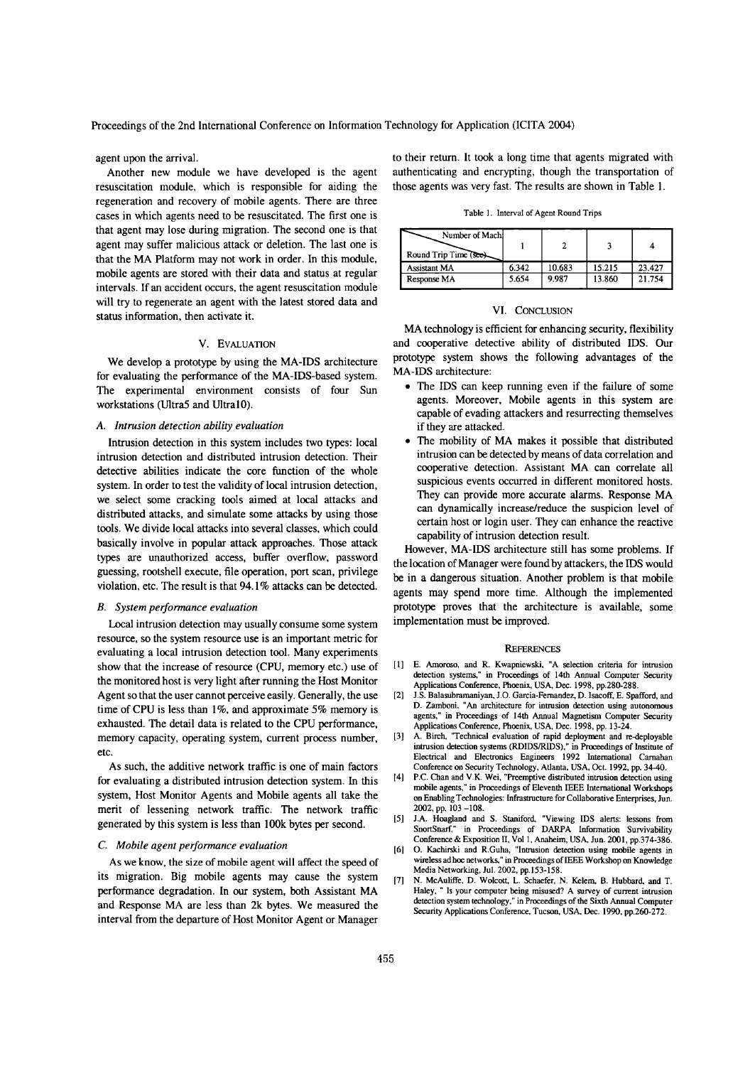agent upon the arrival.

Another new module we have developed is the agent resuscitation module, which is responsible for aiding the regeneration and recovery of mobile agents. There are three cases in which agents need to be resuscitated. The first one is that agent may lose during migration. The second one is that agent may suffer malicious attack or deletion. The last one is that the MA Platform may not work in order. In this module, mobile agents are stored with their data and status at regular intervals. If an accident occurs, the agent resuscitation module will try to regenerate an agent with the latest stored data and status information, then activate it.

## V. Evaluation

We develop a prototype by using the MA-IDS architecture for evaluating the performance of the MA-IDS-based system. The experimental environment consists of four Sun workstations (Ultra5 and Ultra10).

### A. *Intrusion detection ability evaluation*

Intrusion detection in this system includes two types: local intrusion detection and distributed intrusion detection. Their detective abilities indicate the core function of the whole system. In order to test the validity of local intrusion detection, we select some cracking tools aimed at local attacks and distributed attacks, and simulate some attacks by using those tools. We divide local attacks into several classes, which could basically involve in popular attack approaches. Those attack types are unauthorized access, buffer overflow, password guessing, rootshell execute, file operation, port scan, privilege violation, etc. The result is that 94.1% attacks can be detected.

### B. *System performance evaluation*

Local intrusion detection may usually consume some system resource, so the system resource use is an important metric for evaluating a local intrusion detection tool. Many experiments show that the increase of resource (CPU, memory etc.) use of the monitored host is very light after running the Host Monitor Agent so that the user cannot perceive easily. Generally, the use time of CPU is less than 1%, and approximate 5% memory is exhausted. The detail data is related to the CPU performance, memory capacity, operating system, current process number, etc.

As such, the additive network traffic is one of main factors for evaluating a distributed intrusion detection system. In this system, Host Monitor Agents and Mobile agents all take the merit of lessening network traffic. The network traffic generated by this system is less than 100k bytes per second.

### C. *Mobile agent performance evaluation*

As we know, the size of mobile agent will affect the speed of its migration. Big mobile agents may cause the system performance degradation. In our system, both Assistant MA and Response MA are less than 2k bytes. We measured the interval from the departure of Host Monitor Agent or Manager to their return. It took a long time that agents migrated with authenticating and encrypting, though the transportation of those agents was very fast. The results are shown in Table 1.

Table 1. Interval of Agent Round Trips

| Round Trip Time (sec) \ Number of Mach | 1 | 2 | 3 | 4 |
|---|---|---|---|---|
| Assistant MA | 6.342 | 10.683 | 15.215 | 23.427 |
| Response MA | 5.654 | 9.987 | 13.860 | 21.754 |

## VI. Conclusion

MA technology is efficient for enhancing security, flexibility and cooperative detective ability of distributed IDS. Our prototype system shows the following advantages of the MA-IDS architecture:

- The IDS can keep running even if the failure of some agents. Moreover, Mobile agents in this system are capable of evading attackers and resurrecting themselves if they are attacked.
- The mobility of MA makes it possible that distributed intrusion can be detected by means of data correlation and cooperative detection. Assistant MA can correlate all suspicious events occurred in different monitored hosts. They can provide more accurate alarms. Response MA can dynamically increase/reduce the suspicion level of certain host or login user. They can enhance the reactive capability of intrusion detection result.

However, MA-IDS architecture still has some problems. If the location of Manager were found by attackers, the IDS would be in a dangerous situation. Another problem is that mobile agents may spend more time. Although the implemented prototype proves that the architecture is available, some implementation must be improved.

## References

[1] E. Amoroso, and R. Kwapniewski, "A selection criteria for intrusion detection systems," in Proceedings of 14th Annual Computer Security Applications Conference, Phoenix, USA, Dec. 1998, pp.280-288.

[2] J.S. Balasubramaniyan, J.O. Garcia-Fernandez, D. Isacoff, E. Spafford, and D. Zamboni, "An architecture for intrusion detection using autonomous agents," in Proceedings of 14th Annual Magnetism Computer Security Applications Conference, Phoenix, USA, Dec. 1998, pp. 13-24.

[3] A. Birch, "Technical evaluation of rapid deployment and re-deployable intrusion detection systems (RDIDS/RIDS)," in Proceedings of Institute of Electrical and Electronics Engineers 1992 International Carnahan Conference on Security Technology, Atlanta, USA, Oct. 1992, pp. 34-40.

[4] P.C. Chan and V.K. Wei, "Preemptive distributed intrusion detection using mobile agents," in Proceedings of Eleventh IEEE International Workshops on Enabling Technologies: Infrastructure for Collaborative Enterprises, Jun. 2002, pp. 103 -108.

[5] J.A. Hoagland and S. Staniford, "Viewing IDS alerts: lessons from SnortSnarf," in Proceedings of DARPA Information Survivability Conference & Exposition II, Vol 1, Anaheim, USA, Jun. 2001, pp.374-386.

[6] O. Kachirski and R.Guha, "Intrusion detection using mobile agents in wireless ad hoc networks," in Proceedings of IEEE Workshop on Knowledge Media Networking, Jul. 2002, pp.153-158.

[7] N. McAuliffe, D. Wolcott, L. Schaefer, N. Kelem, B. Hubbard, and T. Haley, " Is your computer being misused? A survey of current intrusion detection system technology," in Proceedings of the Sixth Annual Computer Security Applications Conference, Tucson, USA, Dec. 1990, pp.260-272.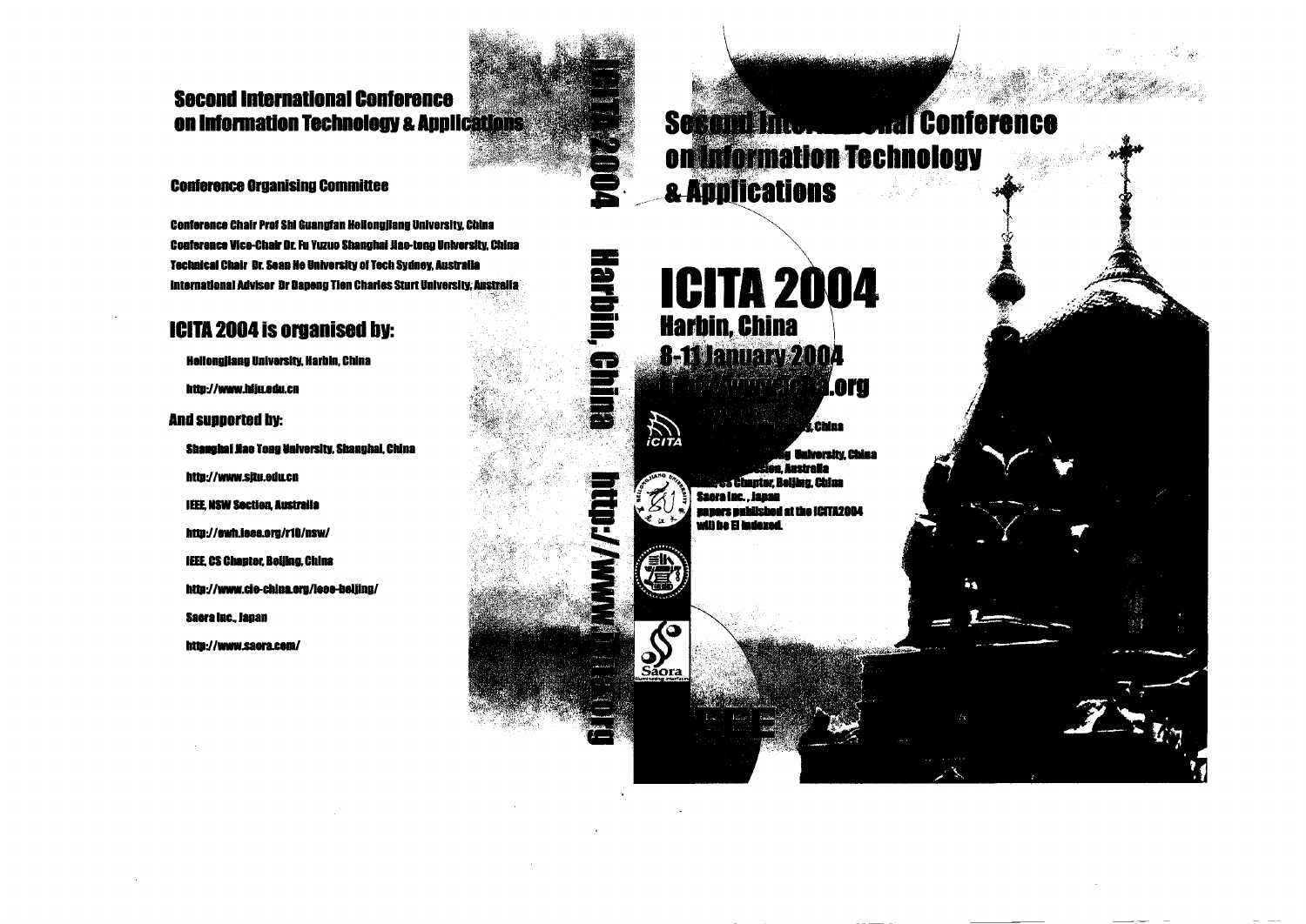## Second International Conference on Information Technology & Applications

### Conference Organising Committee

Conference Chair Prof Shi Guangfan Heilongjiang University, China

Conference Vice-Chair Dr. Fu Yuzuo Shanghai Jiao-tong University, China

Technical Chair Dr. Sean He University of Tech Sydney, Australia

International Advisor Dr Dapeng Tien Charles Sturt University, Australia

## ICITA 2004 is organised by:

Heilongjiang University, Harbin, China

http://www.hlju.edu.cn

### And supported by:

Shanghai Jiao Tong University, Shanghai, China

http://www.sjtu.edu.cn

IEEE, NSW Section, Australia

http://ewh.ieee.org/r10/nsw/

IEEE, CS Chapter, Beijing, China

http://www.cie-china.org/ieee-beijing/

Saora Inc., Japan

http://www.saora.com/

ICITA 2004 Harbin, China http://www.icita.org

# Second International Conference on Information Technology & Applications

# ICITA 2004

Harbin, China

8-11 January 2004

http://www.icita.org

...g, China

...g University, China

...tion, Australia

...S Chapter, Beijing, China

Saora Inc., Japan

papers published at the ICITA2004 will be EI indexed.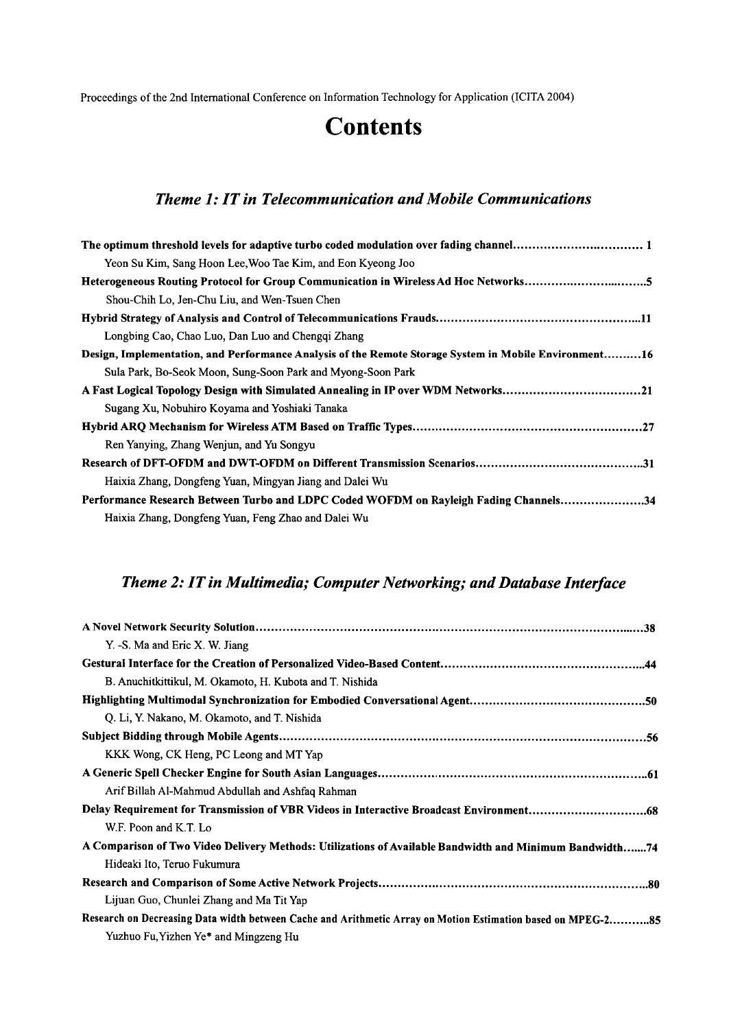Proceedings of the 2nd International Conference on Information Technology for Application (ICITA 2004)

# Contents

## *Theme 1: IT in Telecommunication and Mobile Communications*

**The optimum threshold levels for adaptive turbo coded modulation over fading channel…………………………… 1**
Yeon Su Kim, Sang Hoon Lee, Woo Tae Kim, and Eon Kyeong Joo

**Heterogeneous Routing Protocol for Group Communication in Wireless Ad Hoc Networks……………………………5**
Shou-Chih Lo, Jen-Chu Liu, and Wen-Tsuen Chen

**Hybrid Strategy of Analysis and Control of Telecommunications Frauds………………………………………………..11**
Longbing Cao, Chao Luo, Dan Luo and Chengqi Zhang

**Design, Implementation, and Performance Analysis of the Remote Storage System in Mobile Environment……….16**
Sula Park, Bo-Seok Moon, Sung-Soon Park and Myong-Soon Park

**A Fast Logical Topology Design with Simulated Annealing in IP over WDM Networks………………………………21**
Sugang Xu, Nobuhiro Koyama and Yoshiaki Tanaka

**Hybrid ARQ Mechanism for Wireless ATM Based on Traffic Types……………………………………………………27**
Ren Yanying, Zhang Wenjun, and Yu Songyu

**Research of DFT-OFDM and DWT-OFDM on Different Transmission Scenarios……………………………………..31**
Haixia Zhang, Dongfeng Yuan, Mingyan Jiang and Dalei Wu

**Performance Research Between Turbo and LDPC Coded WOFDM on Rayleigh Fading Channels………………….34**
Haixia Zhang, Dongfeng Yuan, Feng Zhao and Dalei Wu

## *Theme 2: IT in Multimedia; Computer Networking; and Database Interface*

**A Novel Network Security Solution……………………………………………………………………………………….38**
Y. -S. Ma and Eric X. W. Jiang

**Gestural Interface for the Creation of Personalized Video-Based Content……………………………………………..44**
B. Anuchitkittikul, M. Okamoto, H. Kubota and T. Nishida

**Highlighting Multimodal Synchronization for Embodied Conversational Agent………………………………………50**
Q. Li, Y. Nakano, M. Okamoto, and T. Nishida

**Subject Bidding through Mobile Agents……………………………………………………………………………………56**
KKK Wong, CK Heng, PC Leong and MT Yap

**A Generic Spell Checker Engine for South Asian Languages……………………………………………………………..61**
Arif Billah Al-Mahmud Abdullah and Ashfaq Rahman

**Delay Requirement for Transmission of VBR Videos in Interactive Broadcast Environment…………………………68**
W.F. Poon and K.T. Lo

**A Comparison of Two Video Delivery Methods: Utilizations of Available Bandwidth and Minimum Bandwidth…....74**
Hideaki Ito, Teruo Fukumura

**Research and Comparison of Some Active Network Projects……………………………………………………………..80**
Lijuan Guo, Chunlei Zhang and Ma Tit Yap

**Research on Decreasing Data width between Cache and Arithmetic Array on Motion Estimation based on MPEG-2………..85**
Yuzhuo Fu, Yizhen Ye* and Mingzeng Hu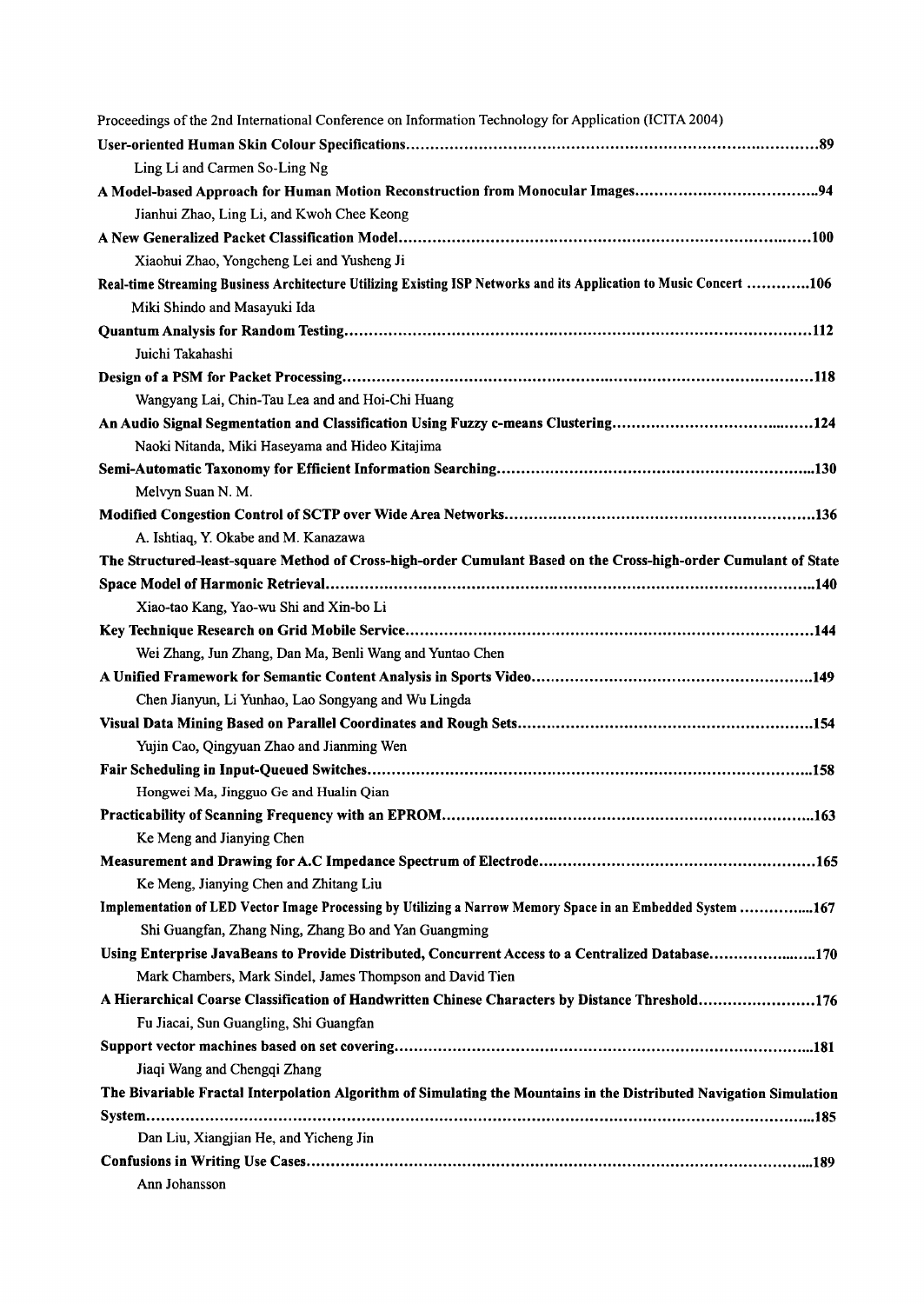Proceedings of the 2nd International Conference on Information Technology for Application (ICITA 2004)

**User-oriented Human Skin Colour Specifications**......89
Ling Li and Carmen So-Ling Ng

**A Model-based Approach for Human Motion Reconstruction from Monocular Images**......94
Jianhui Zhao, Ling Li, and Kwoh Chee Keong

**A New Generalized Packet Classification Model**......100
Xiaohui Zhao, Yongcheng Lei and Yusheng Ji

**Real-time Streaming Business Architecture Utilizing Existing ISP Networks and its Application to Music Concert**......106
Miki Shindo and Masayuki Ida

**Quantum Analysis for Random Testing**......112
Juichi Takahashi

**Design of a PSM for Packet Processing**......118
Wangyang Lai, Chin-Tau Lea and and Hoi-Chi Huang

**An Audio Signal Segmentation and Classification Using Fuzzy c-means Clustering**......124
Naoki Nitanda, Miki Haseyama and Hideo Kitajima

**Semi-Automatic Taxonomy for Efficient Information Searching**......130
Melvyn Suan N. M.

**Modified Congestion Control of SCTP over Wide Area Networks**......136
A. Ishtiaq, Y. Okabe and M. Kanazawa

**The Structured-least-square Method of Cross-high-order Cumulant Based on the Cross-high-order Cumulant of State Space Model of Harmonic Retrieval**......140
Xiao-tao Kang, Yao-wu Shi and Xin-bo Li

**Key Technique Research on Grid Mobile Service**......144
Wei Zhang, Jun Zhang, Dan Ma, Benli Wang and Yuntao Chen

**A Unified Framework for Semantic Content Analysis in Sports Video**......149
Chen Jianyun, Li Yunhao, Lao Songyang and Wu Lingda

**Visual Data Mining Based on Parallel Coordinates and Rough Sets**......154
Yujin Cao, Qingyuan Zhao and Jianming Wen

**Fair Scheduling in Input-Queued Switches**......158
Hongwei Ma, Jingguo Ge and Hualin Qian

**Practicability of Scanning Frequency with an EPROM**......163
Ke Meng and Jianying Chen

**Measurement and Drawing for A.C Impedance Spectrum of Electrode**......165
Ke Meng, Jianying Chen and Zhitang Liu

**Implementation of LED Vector Image Processing by Utilizing a Narrow Memory Space in an Embedded System**......167
Shi Guangfan, Zhang Ning, Zhang Bo and Yan Guangming

**Using Enterprise JavaBeans to Provide Distributed, Concurrent Access to a Centralized Database**......170
Mark Chambers, Mark Sindel, James Thompson and David Tien

**A Hierarchical Coarse Classification of Handwritten Chinese Characters by Distance Threshold**......176
Fu Jiacai, Sun Guangling, Shi Guangfan

**Support vector machines based on set covering**......181
Jiaqi Wang and Chengqi Zhang

**The Bivariable Fractal Interpolation Algorithm of Simulating the Mountains in the Distributed Navigation Simulation System**......185
Dan Liu, Xiangjian He, and Yicheng Jin

**Confusions in Writing Use Cases**......189
Ann Johansson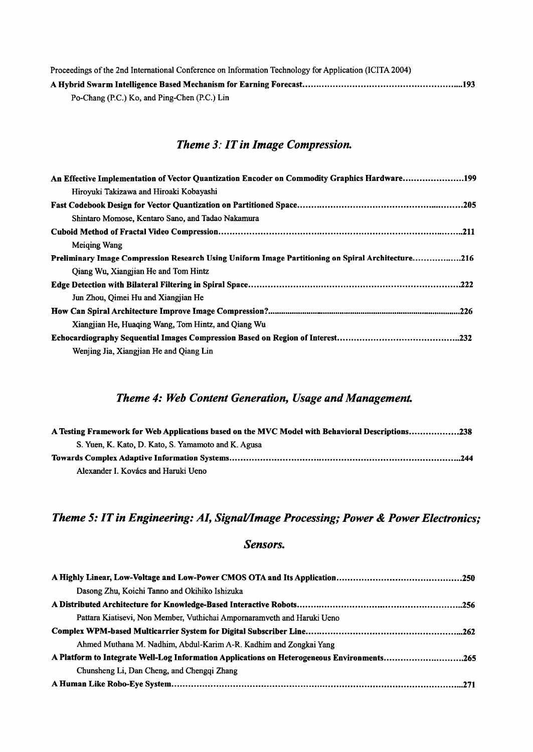**A Hybrid Swarm Intelligence Based Mechanism for Earning Forecast....................................................193**

Po-Chang (P.C.) Ko, and Ping-Chen (P.C.) Lin

## *Theme 3: IT in Image Compression.*

**An Effective Implementation of Vector Quantization Encoder on Commodity Graphics Hardware......................199**

Hiroyuki Takizawa and Hiroaki Kobayashi

**Fast Codebook Design for Vector Quantization on Partitioned Space..........................................................205**

Shintaro Momose, Kentaro Sano, and Tadao Nakamura

**Cuboid Method of Fractal Video Compression...........................................................................................211**

Meiqing Wang

**Preliminary Image Compression Research Using Uniform Image Partitioning on Spiral Architecture.................216**

Qiang Wu, Xiangjian He and Tom Hintz

**Edge Detection with Bilateral Filtering in Spiral Space..............................................................................222**

Jun Zhou, Qimei Hu and Xiangjian He

**How Can Spiral Architecture Improve Image Compression?..........................................................................226**

Xiangjian He, Huaqing Wang, Tom Hintz, and Qiang Wu

**Echocardiography Sequential Images Compression Based on Region of Interest............................................232**

Wenjing Jia, Xiangjian He and Qiang Lin

## *Theme 4: Web Content Generation, Usage and Management.*

**A Testing Framework for Web Applications based on the MVC Model with Behavioral Descriptions..................238**

S. Yuen, K. Kato, D. Kato, S. Yamamoto and K. Agusa

**Towards Complex Adaptive Information Systems.......................................................................................244**

Alexander I. Kovács and Haruki Ueno

## *Theme 5: IT in Engineering: AI, Signal/Image Processing; Power & Power Electronics; Sensors.*

**A Highly Linear, Low-Voltage and Low-Power CMOS OTA and Its Application.............................................250**

Dasong Zhu, Koichi Tanno and Okihiko Ishizuka

**A Distributed Architecture for Knowledge-Based Interactive Robots..............................................................256**

Pattara Kiatisevi, Non Member, Vuthichai Ampornaramveth and Haruki Ueno

**Complex WPM-based Multicarrier System for Digital Subscriber Line...........................................................262**

Ahmed Muthana M. Nadhim, Abdul-Karim A-R. Kadhim and Zongkai Yang

**A Platform to Integrate Well-Log Information Applications on Heterogeneous Environments.............................265**

Chunsheng Li, Dan Cheng, and Chengqi Zhang

**A Human Like Robo-Eye System...............................................................................................................271**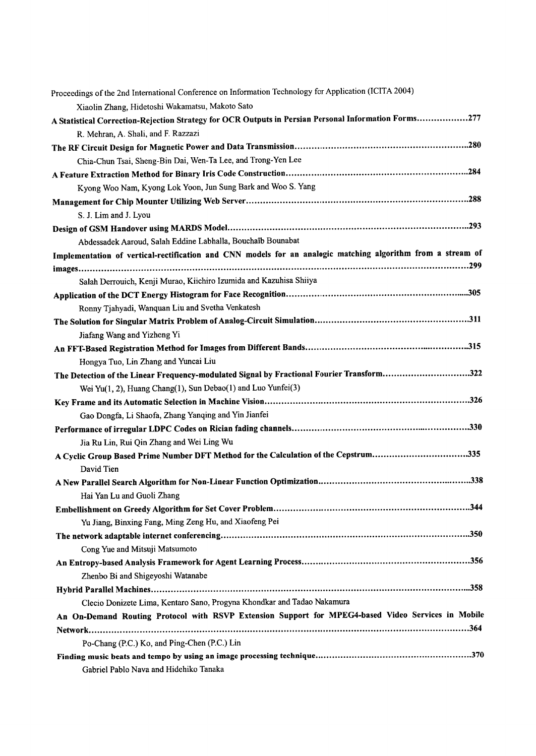Xiaolin Zhang, Hidetoshi Wakamatsu, Makoto Sato

**A Statistical Correction-Rejection Strategy for OCR Outputs in Persian Personal Information Forms..................277**

R. Mehran, A. Shali, and F. Razzazi

**The RF Circuit Design for Magnetic Power and Data Transmission..........................................................280**

Chia-Chun Tsai, Sheng-Bin Dai, Wen-Ta Lee, and Trong-Yen Lee

**A Feature Extraction Method for Binary Iris Code Construction..........................................................284**

Kyong Woo Nam, Kyong Lok Yoon, Jun Sung Bark and Woo S. Yang

**Management for Chip Mounter Utilizing Web Server..........................................................................288**

S. J. Lim and J. Lyou

**Design of GSM Handover using MARDS Model....................................................................................293**

Abdessadek Aaroud, Salah Eddine Labhalla, Bouchaîb Bounabat

**Implementation of vertical-rectification and CNN models for an analogic matching algorithm from a stream of images..........................................................................................................................................299**

Salah Derrouich, Kenji Murao, Kiichiro Izumida and Kazuhisa Shiiya

**Application of the DCT Energy Histogram for Face Recognition..........................................................305**

Ronny Tjahyadi, Wanquan Liu and Svetha Venkatesh

**The Solution for Singular Matrix Problem of Analog-Circuit Simulation..............................................311**

Jiafang Wang and Yizheng Yi

**An FFT-Based Registration Method for Images from Different Bands...................................................315**

Hongya Tuo, Lin Zhang and Yuncai Liu

**The Detection of the Linear Frequency-modulated Signal by Fractional Fourier Transform....................322**

Wei Yu(1, 2), Huang Chang(1), Sun Debao(1) and Luo Yunfei(3)

**Key Frame and its Automatic Selection in Machine Vision...................................................................326**

Gao Dongfa, Li Shaofa, Zhang Yanqing and Yin Jianfei

**Performance of irregular LDPC Codes on Rician fading channels.........................................................330**

Jia Ru Lin, Rui Qin Zhang and Wei Ling Wu

**A Cyclic Group Based Prime Number DFT Method for the Calculation of the Cepstrum........................335**

David Tien

**A New Parallel Search Algorithm for Non-Linear Function Optimization...............................................338**

Hai Yan Lu and Guoli Zhang

**Embellishment on Greedy Algorithm for Set Cover Problem................................................................344**

Yu Jiang, Binxing Fang, Ming Zeng Hu, and Xiaofeng Pei

**The network adaptable internet conferencing.......................................................................................350**

Cong Yue and Mitsuji Matsumoto

**An Entropy-based Analysis Framework for Agent Learning Process.....................................................356**

Zhenbo Bi and Shigeyoshi Watanabe

**Hybrid Parallel Machines......................................................................................................................358**

Clecio Donizete Lima, Kentaro Sano, Progyna Khondkar and Tadao Nakamura

**An On-Demand Routing Protocol with RSVP Extension Support for MPEG4-based Video Services in Mobile Network.......................................................................................................................................364**

Po-Chang (P.C.) Ko, and Ping-Chen (P.C.) Lin

**Finding music beats and tempo by using an image processing technique..............................................370**

Gabriel Pablo Nava and Hidehiko Tanaka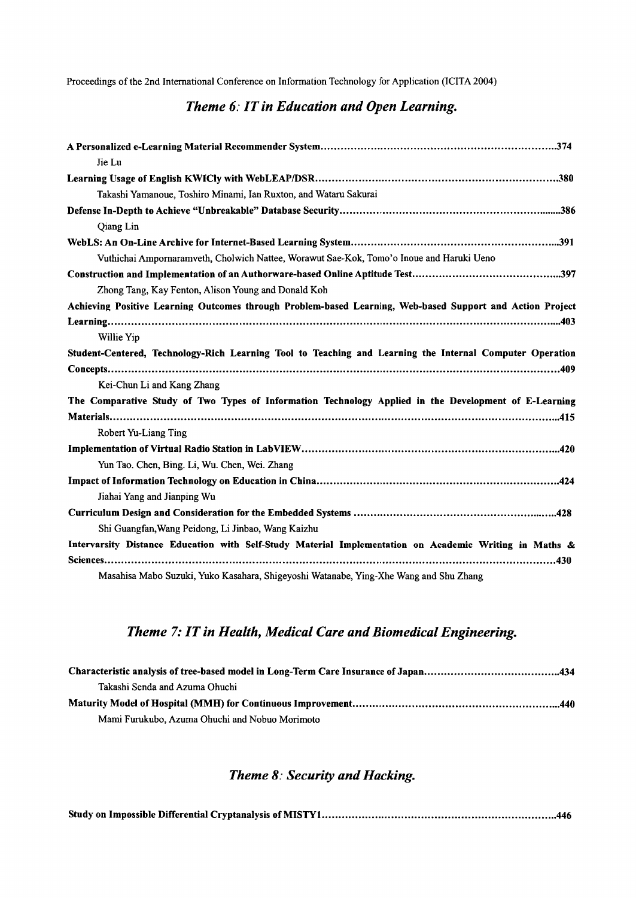## *Theme 6: IT in Education and Open Learning.*

**A Personalized e-Learning Material Recommender System**……………………………………………………………..374
Jie Lu

**Learning Usage of English KWICly with WebLEAP/DSR**………………………………………………………………..380
Takashi Yamanoue, Toshiro Minami, Ian Ruxton, and Wataru Sakurai

**Defense In-Depth to Achieve "Unbreakable" Database Security**…………………………………………………………386
Qiang Lin

**WebLS: An On-Line Archive for Internet-Based Learning System**……………………………………………………..391
Vuthichai Ampornaramveth, Cholwich Nattee, Worawut Sae-Kok, Tomo'o Inoue and Haruki Ueno

**Construction and Implementation of an Authorware-based Online Aptitude Test**……………………………………..397
Zhong Tang, Kay Fenton, Alison Young and Donald Koh

**Achieving Positive Learning Outcomes through Problem-based Learning, Web-based Support and Action Project Learning**……………………………………………………………………………………………………………………..403
Willie Yip

**Student-Centered, Technology-Rich Learning Tool to Teaching and Learning the Internal Computer Operation Concepts**……………………………………………………………………………………………………………………..409
Kei-Chun Li and Kang Zhang

**The Comparative Study of Two Types of Information Technology Applied in the Development of E-Learning Materials**……………………………………………………………………………………………………………………..415
Robert Yu-Liang Ting

**Implementation of Virtual Radio Station in LabVIEW**……………………………………………………………………..420
Yun Tao. Chen, Bing. Li, Wu. Chen, Wei. Zhang

**Impact of Information Technology on Education in China**………………………………………………………………..424
Jiahai Yang and Jianping Wu

**Curriculum Design and Consideration for the Embedded Systems** ……………………………………………………..428
Shi Guangfan,Wang Peidong, Li Jinbao, Wang Kaizhu

**Intervarsity Distance Education with Self-Study Material Implementation on Academic Writing in Maths & Sciences**……………………………………………………………………………………………………………………..430
Masahisa Mabo Suzuki, Yuko Kasahara, Shigeyoshi Watanabe, Ying-Xhe Wang and Shu Zhang

## *Theme 7: IT in Health, Medical Care and Biomedical Engineering.*

**Characteristic analysis of tree-based model in Long-Term Care Insurance of Japan**…………………………………..434
Takashi Senda and Azuma Ohuchi

**Maturity Model of Hospital (MMH) for Continuous Improvement**………………………………………………………..440
Mami Furukubo, Azuma Ohuchi and Nobuo Morimoto

## *Theme 8: Security and Hacking.*

**Study on Impossible Differential Cryptanalysis of MISTY1**……………………………………………………………..446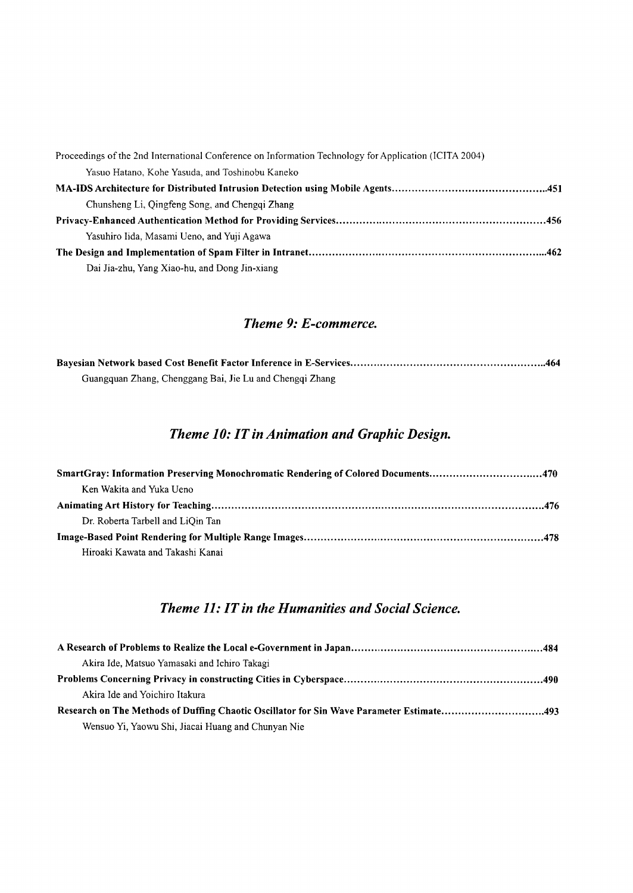Yasuo Hatano, Kohe Yasuda, and Toshinobu Kaneko

**MA-IDS Architecture for Distributed Intrusion Detection using Mobile Agents……………………………………………451**

Chunsheng Li, Qingfeng Song, and Chengqi Zhang

**Privacy-Enhanced Authentication Method for Providing Services…………………………………………………………456**

Yasuhiro Iida, Masami Ueno, and Yuji Agawa

**The Design and Implementation of Spam Filter in Intranet…………………………………………………………………462**

Dai Jia-zhu, Yang Xiao-hu, and Dong Jin-xiang

## *Theme 9: E-commerce.*

**Bayesian Network based Cost Benefit Factor Inference in E-Services………………………………………………………464**

Guangquan Zhang, Chenggang Bai, Jie Lu and Chengqi Zhang

## *Theme 10: IT in Animation and Graphic Design.*

**SmartGray: Information Preserving Monochromatic Rendering of Colored Documents……………………………….470**

Ken Wakita and Yuka Ueno

**Animating Art History for Teaching…………………………………………………………………………………………476**

Dr. Roberta Tarbell and LiQin Tan

**Image-Based Point Rendering for Multiple Range Images……………………………………………………………………478**

Hiroaki Kawata and Takashi Kanai

## *Theme 11: IT in the Humanities and Social Science.*

**A Research of Problems to Realize the Local e-Government in Japan………………………………………………………484**

Akira Ide, Matsuo Yamasaki and Ichiro Takagi

**Problems Concerning Privacy in constructing Cities in Cyberspace………………………………………………………490**

Akira Ide and Yoichiro Itakura

**Research on The Methods of Duffing Chaotic Oscillator for Sin Wave Parameter Estimate…………………………….493**

Wensuo Yi, Yaowu Shi, Jiacai Huang and Chunyan Nie